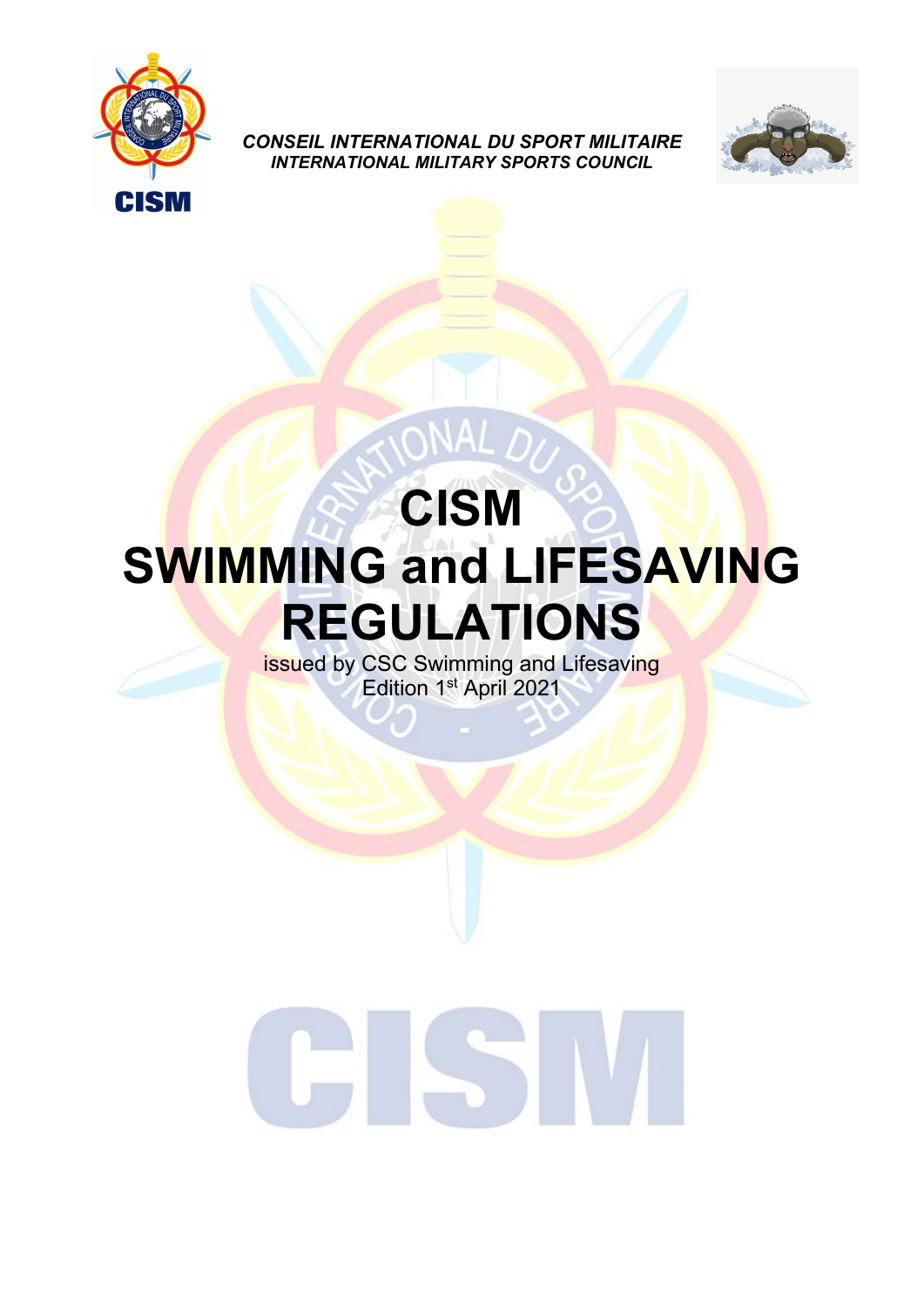*CONSEIL INTERNATIONAL DU SPORT MILITAIRE*
*INTERNATIONAL MILITARY SPORTS COUNCIL*

# CISM SWIMMING and LIFESAVING REGULATIONS

issued by CSC Swimming and Lifesaving
Edition 1st April 2021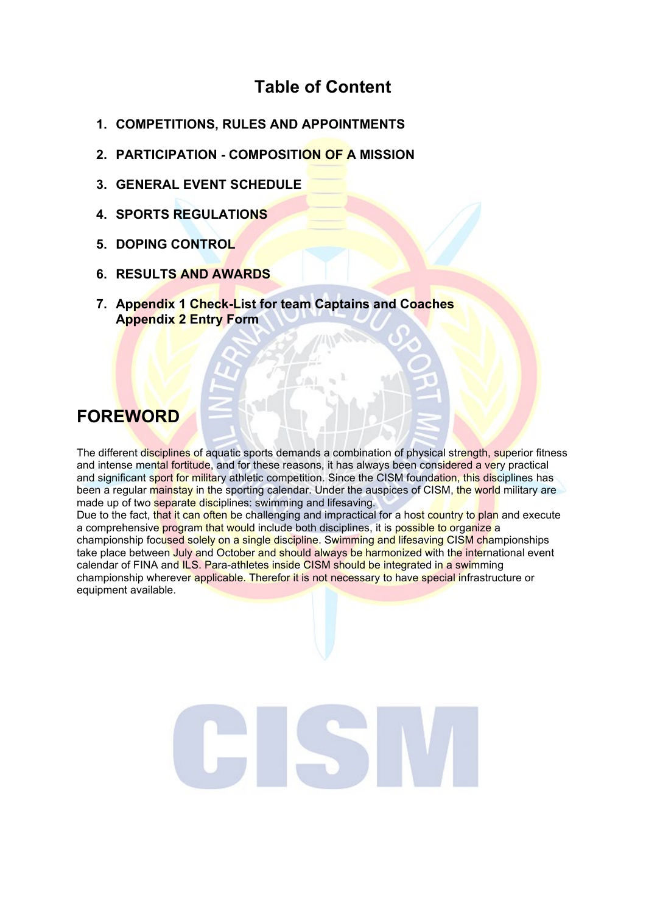# Table of Content

1. **COMPETITIONS, RULES AND APPOINTMENTS**
2. **PARTICIPATION - COMPOSITION OF A MISSION**
3. **GENERAL EVENT SCHEDULE**
4. **SPORTS REGULATIONS**
5. **DOPING CONTROL**
6. **RESULTS AND AWARDS**
7. **Appendix 1 Check-List for team Captains and Coaches**
   **Appendix 2 Entry Form**

# FOREWORD

The different disciplines of aquatic sports demands a combination of physical strength, superior fitness and intense mental fortitude, and for these reasons, it has always been considered a very practical and significant sport for military athletic competition. Since the CISM foundation, this disciplines has been a regular mainstay in the sporting calendar. Under the auspices of CISM, the world military are made up of two separate disciplines: swimming and lifesaving.
Due to the fact, that it can often be challenging and impractical for a host country to plan and execute a comprehensive program that would include both disciplines, it is possible to organize a championship focused solely on a single discipline. Swimming and lifesaving CISM championships take place between July and October and should always be harmonized with the international event calendar of FINA and ILS. Para-athletes inside CISM should be integrated in a swimming championship wherever applicable. Therefor it is not necessary to have special infrastructure or equipment available.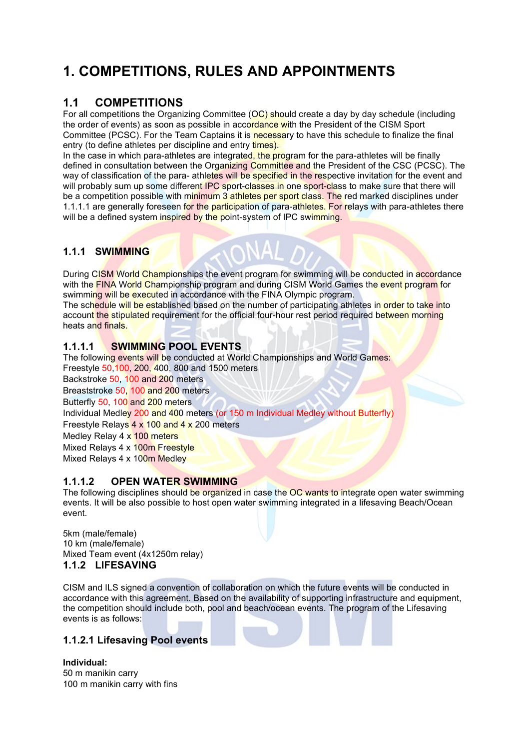# 1. COMPETITIONS, RULES AND APPOINTMENTS

## 1.1 COMPETITIONS

For all competitions the Organizing Committee (OC) should create a day by day schedule (including the order of events) as soon as possible in accordance with the President of the CISM Sport Committee (PCSC). For the Team Captains it is necessary to have this schedule to finalize the final entry (to define athletes per discipline and entry times).
In the case in which para-athletes are integrated, the program for the para-athletes will be finally defined in consultation between the Organizing Committee and the President of the CSC (PCSC). The way of classification of the para- athletes will be specified in the respective invitation for the event and will probably sum up some different IPC sport-classes in one sport-class to make sure that there will be a competition possible with minimum 3 athletes per sport class. The red marked disciplines under 1.1.1.1 are generally foreseen for the participation of para-athletes. For relays with para-athletes there will be a defined system inspired by the point-system of IPC swimming.

### 1.1.1 SWIMMING

During CISM World Championships the event program for swimming will be conducted in accordance with the FINA World Championship program and during CISM World Games the event program for swimming will be executed in accordance with the FINA Olympic program.
The schedule will be established based on the number of participating athletes in order to take into account the stipulated requirement for the official four-hour rest period required between morning heats and finals.

#### 1.1.1.1 SWIMMING POOL EVENTS

The following events will be conducted at World Championships and World Games:
Freestyle 50,100, 200, 400, 800 and 1500 meters
Backstroke 50, 100 and 200 meters
Breaststroke 50, 100 and 200 meters
Butterfly 50, 100 and 200 meters
Individual Medley 200 and 400 meters (or 150 m Individual Medley without Butterfly)
Freestyle Relays 4 x 100 and 4 x 200 meters
Medley Relay 4 x 100 meters
Mixed Relays 4 x 100m Freestyle
Mixed Relays 4 x 100m Medley

#### 1.1.1.2 OPEN WATER SWIMMING

The following disciplines should be organized in case the OC wants to integrate open water swimming events. It will be also possible to host open water swimming integrated in a lifesaving Beach/Ocean event.

5km (male/female)
10 km (male/female)
Mixed Team event (4x1250m relay)

### 1.1.2 LIFESAVING

CISM and ILS signed a convention of collaboration on which the future events will be conducted in accordance with this agreement. Based on the availability of supporting infrastructure and equipment, the competition should include both, pool and beach/ocean events. The program of the Lifesaving events is as follows:

#### 1.1.2.1 Lifesaving Pool events

**Individual:**
50 m manikin carry
100 m manikin carry with fins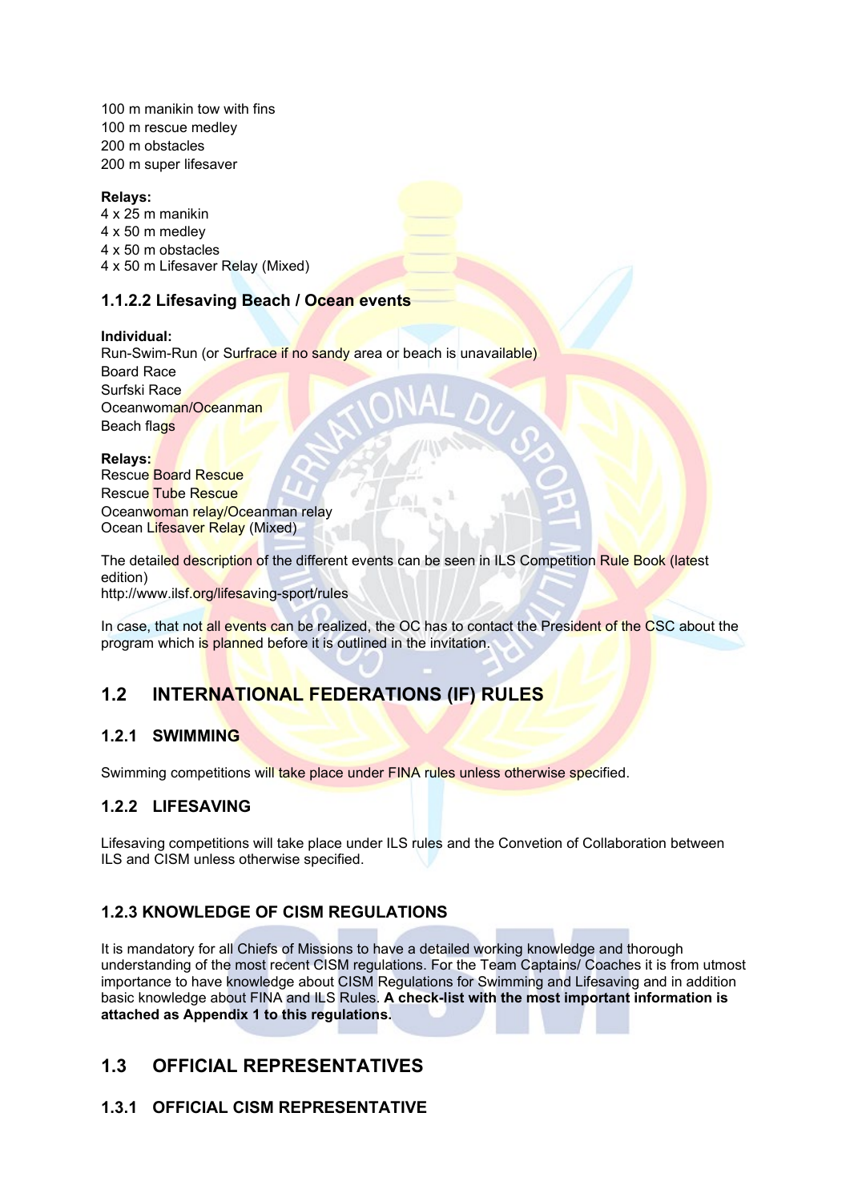100 m manikin tow with fins
100 m rescue medley
200 m obstacles
200 m super lifesaver

**Relays:**
4 x 25 m manikin
4 x 50 m medley
4 x 50 m obstacles
4 x 50 m Lifesaver Relay (Mixed)

### 1.1.2.2 Lifesaving Beach / Ocean events

**Individual:**
Run-Swim-Run (or Surfrace if no sandy area or beach is unavailable)
Board Race
Surfski Race
Oceanwoman/Oceanman
Beach flags

**Relays:**
Rescue Board Rescue
Rescue Tube Rescue
Oceanwoman relay/Oceanman relay
Ocean Lifesaver Relay (Mixed)

The detailed description of the different events can be seen in ILS Competition Rule Book (latest edition)
http://www.ilsf.org/lifesaving-sport/rules

In case, that not all events can be realized, the OC has to contact the President of the CSC about the program which is planned before it is outlined in the invitation.

## 1.2 INTERNATIONAL FEDERATIONS (IF) RULES

### 1.2.1 SWIMMING

Swimming competitions will take place under FINA rules unless otherwise specified.

### 1.2.2 LIFESAVING

Lifesaving competitions will take place under ILS rules and the Convetion of Collaboration between ILS and CISM unless otherwise specified.

### 1.2.3 KNOWLEDGE OF CISM REGULATIONS

It is mandatory for all Chiefs of Missions to have a detailed working knowledge and thorough understanding of the most recent CISM regulations. For the Team Captains/ Coaches it is from utmost importance to have knowledge about CISM Regulations for Swimming and Lifesaving and in addition basic knowledge about FINA and ILS Rules. **A check-list with the most important information is attached as Appendix 1 to this regulations.**

## 1.3 OFFICIAL REPRESENTATIVES

### 1.3.1 OFFICIAL CISM REPRESENTATIVE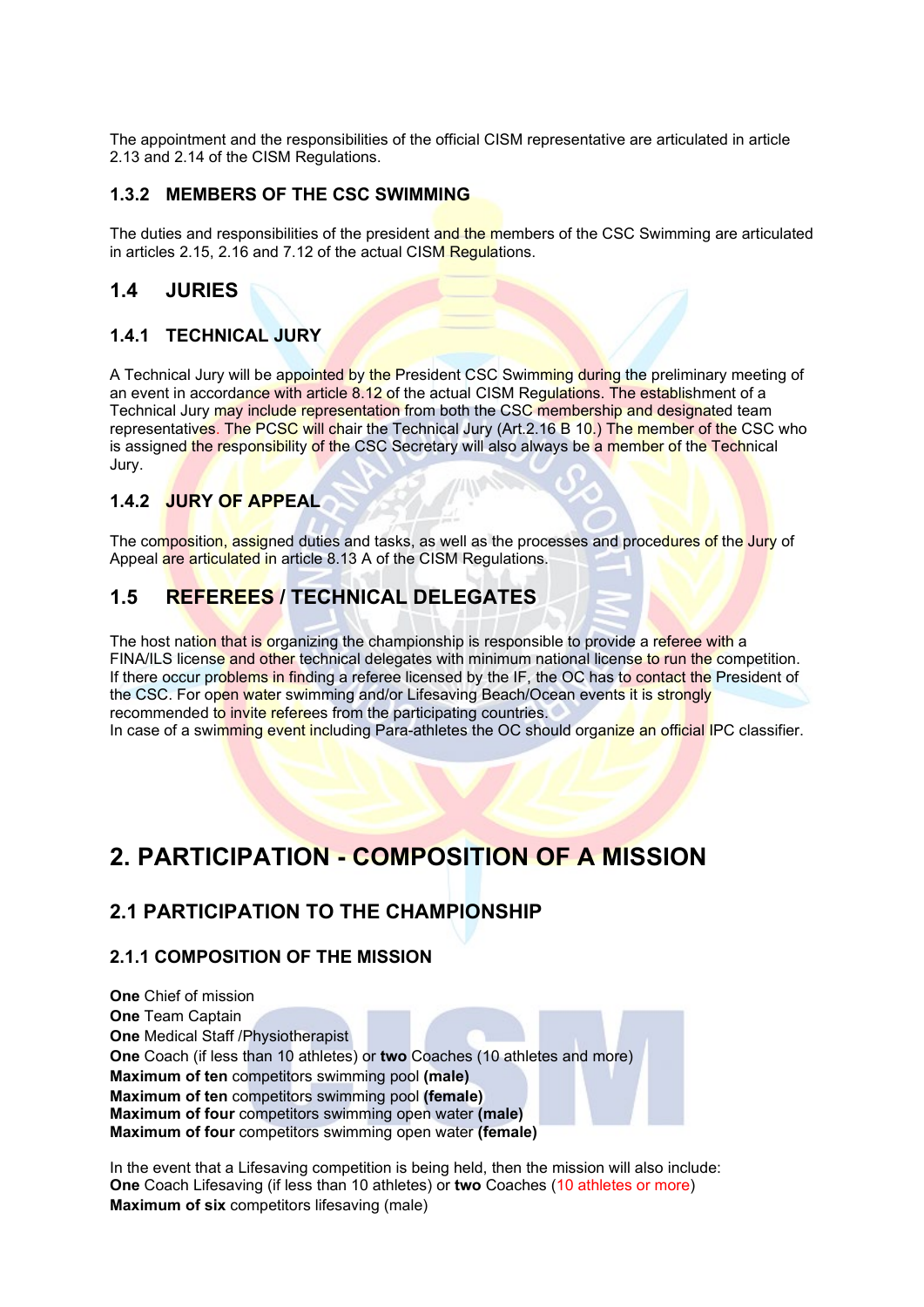The appointment and the responsibilities of the official CISM representative are articulated in article 2.13 and 2.14 of the CISM Regulations.

### 1.3.2 MEMBERS OF THE CSC SWIMMING

The duties and responsibilities of the president and the members of the CSC Swimming are articulated in articles 2.15, 2.16 and 7.12 of the actual CISM Regulations.

## 1.4 JURIES

### 1.4.1 TECHNICAL JURY

A Technical Jury will be appointed by the President CSC Swimming during the preliminary meeting of an event in accordance with article 8.12 of the actual CISM Regulations. The establishment of a Technical Jury may include representation from both the CSC membership and designated team representatives. The PCSC will chair the Technical Jury (Art.2.16 B 10.) The member of the CSC who is assigned the responsibility of the CSC Secretary will also always be a member of the Technical Jury.

### 1.4.2 JURY OF APPEAL

The composition, assigned duties and tasks, as well as the processes and procedures of the Jury of Appeal are articulated in article 8.13 A of the CISM Regulations.

## 1.5 REFEREES / TECHNICAL DELEGATES

The host nation that is organizing the championship is responsible to provide a referee with a FINA/ILS license and other technical delegates with minimum national license to run the competition. If there occur problems in finding a referee licensed by the IF, the OC has to contact the President of the CSC. For open water swimming and/or Lifesaving Beach/Ocean events it is strongly recommended to invite referees from the participating countries.
In case of a swimming event including Para-athletes the OC should organize an official IPC classifier.

# 2. PARTICIPATION - COMPOSITION OF A MISSION

## 2.1 PARTICIPATION TO THE CHAMPIONSHIP

### 2.1.1 COMPOSITION OF THE MISSION

**One** Chief of mission
**One** Team Captain
**One** Medical Staff /Physiotherapist
**One** Coach (if less than 10 athletes) or **two** Coaches (10 athletes and more)
**Maximum of ten** competitors swimming pool **(male)**
**Maximum of ten** competitors swimming pool **(female)**
**Maximum of four** competitors swimming open water **(male)**
**Maximum of four** competitors swimming open water **(female)**

In the event that a Lifesaving competition is being held, then the mission will also include:
**One** Coach Lifesaving (if less than 10 athletes) or **two** Coaches (10 athletes or more)
**Maximum of six** competitors lifesaving (male)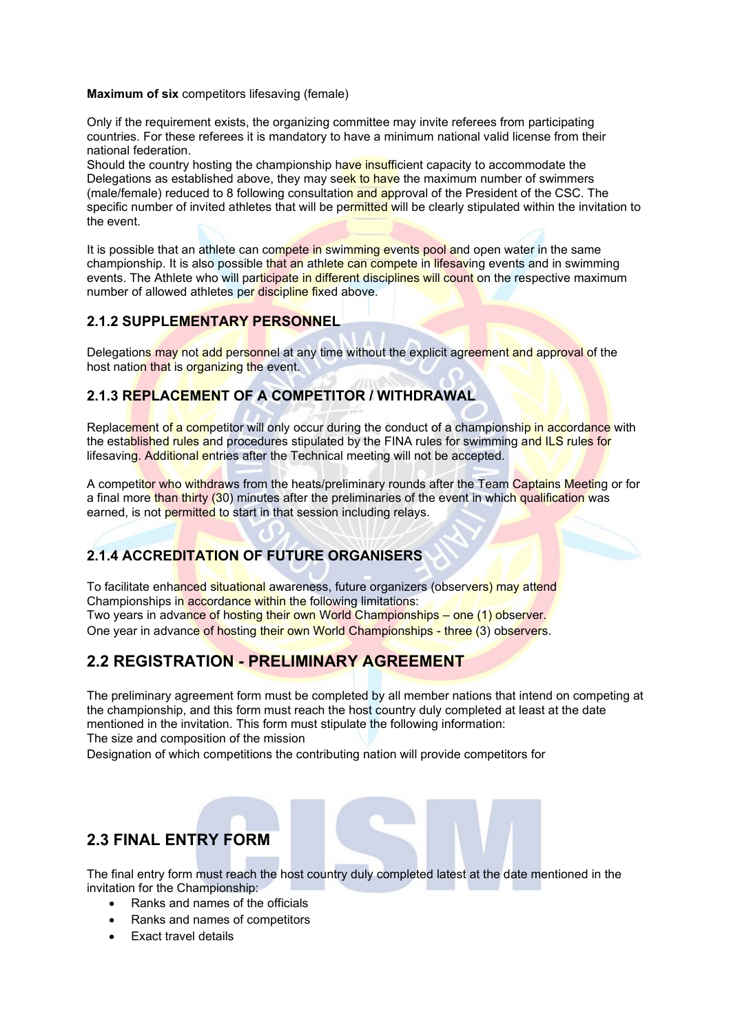**Maximum of six** competitors lifesaving (female)

Only if the requirement exists, the organizing committee may invite referees from participating countries. For these referees it is mandatory to have a minimum national valid license from their national federation.
Should the country hosting the championship have insufficient capacity to accommodate the Delegations as established above, they may seek to have the maximum number of swimmers (male/female) reduced to 8 following consultation and approval of the President of the CSC. The specific number of invited athletes that will be permitted will be clearly stipulated within the invitation to the event.

It is possible that an athlete can compete in swimming events pool and open water in the same championship. It is also possible that an athlete can compete in lifesaving events and in swimming events. The Athlete who will participate in different disciplines will count on the respective maximum number of allowed athletes per discipline fixed above.

### 2.1.2 SUPPLEMENTARY PERSONNEL

Delegations may not add personnel at any time without the explicit agreement and approval of the host nation that is organizing the event.

### 2.1.3 REPLACEMENT OF A COMPETITOR / WITHDRAWAL

Replacement of a competitor will only occur during the conduct of a championship in accordance with the established rules and procedures stipulated by the FINA rules for swimming and ILS rules for lifesaving. Additional entries after the Technical meeting will not be accepted.

A competitor who withdraws from the heats/preliminary rounds after the Team Captains Meeting or for a final more than thirty (30) minutes after the preliminaries of the event in which qualification was earned, is not permitted to start in that session including relays.

### 2.1.4 ACCREDITATION OF FUTURE ORGANISERS

To facilitate enhanced situational awareness, future organizers (observers) may attend Championships in accordance within the following limitations:
Two years in advance of hosting their own World Championships – one (1) observer.
One year in advance of hosting their own World Championships - three (3) observers.

## 2.2 REGISTRATION - PRELIMINARY AGREEMENT

The preliminary agreement form must be completed by all member nations that intend on competing at the championship, and this form must reach the host country duly completed at least at the date mentioned in the invitation. This form must stipulate the following information:
The size and composition of the mission
Designation of which competitions the contributing nation will provide competitors for

## 2.3 FINAL ENTRY FORM

The final entry form must reach the host country duly completed latest at the date mentioned in the invitation for the Championship:

- Ranks and names of the officials
- Ranks and names of competitors
- Exact travel details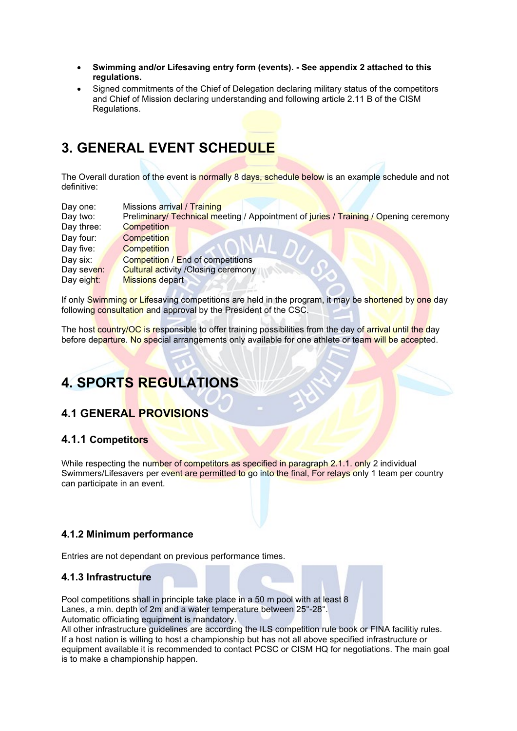- **Swimming and/or Lifesaving entry form (events). - See appendix 2 attached to this regulations.**
- Signed commitments of the Chief of Delegation declaring military status of the competitors and Chief of Mission declaring understanding and following article 2.11 B of the CISM Regulations.

# 3. GENERAL EVENT SCHEDULE

The Overall duration of the event is normally 8 days, schedule below is an example schedule and not definitive:

| | |
|---|---|
| Day one: | Missions arrival / Training |
| Day two: | Preliminary/ Technical meeting / Appointment of juries / Training / Opening ceremony |
| Day three: | Competition |
| Day four: | Competition |
| Day five: | Competition |
| Day six: | Competition / End of competitions |
| Day seven: | Cultural activity /Closing ceremony |
| Day eight: | Missions depart |

If only Swimming or Lifesaving competitions are held in the program, it may be shortened by one day following consultation and approval by the President of the CSC.

The host country/OC is responsible to offer training possibilities from the day of arrival until the day before departure. No special arrangements only available for one athlete or team will be accepted.

# 4. SPORTS REGULATIONS

## 4.1 GENERAL PROVISIONS

### 4.1.1 Competitors

While respecting the number of competitors as specified in paragraph 2.1.1. only 2 individual Swimmers/Lifesavers per event are permitted to go into the final, For relays only 1 team per country can participate in an event.

### 4.1.2 Minimum performance

Entries are not dependant on previous performance times.

### 4.1.3 Infrastructure

Pool competitions shall in principle take place in a 50 m pool with at least 8 Lanes, a min. depth of 2m and a water temperature between 25°-28°.
Automatic officiating equipment is mandatory.
All other infrastructure guidelines are according the ILS competition rule book or FINA facilitiy rules.
If a host nation is willing to host a championship but has not all above specified infrastructure or equipment available it is recommended to contact PCSC or CISM HQ for negotiations. The main goal is to make a championship happen.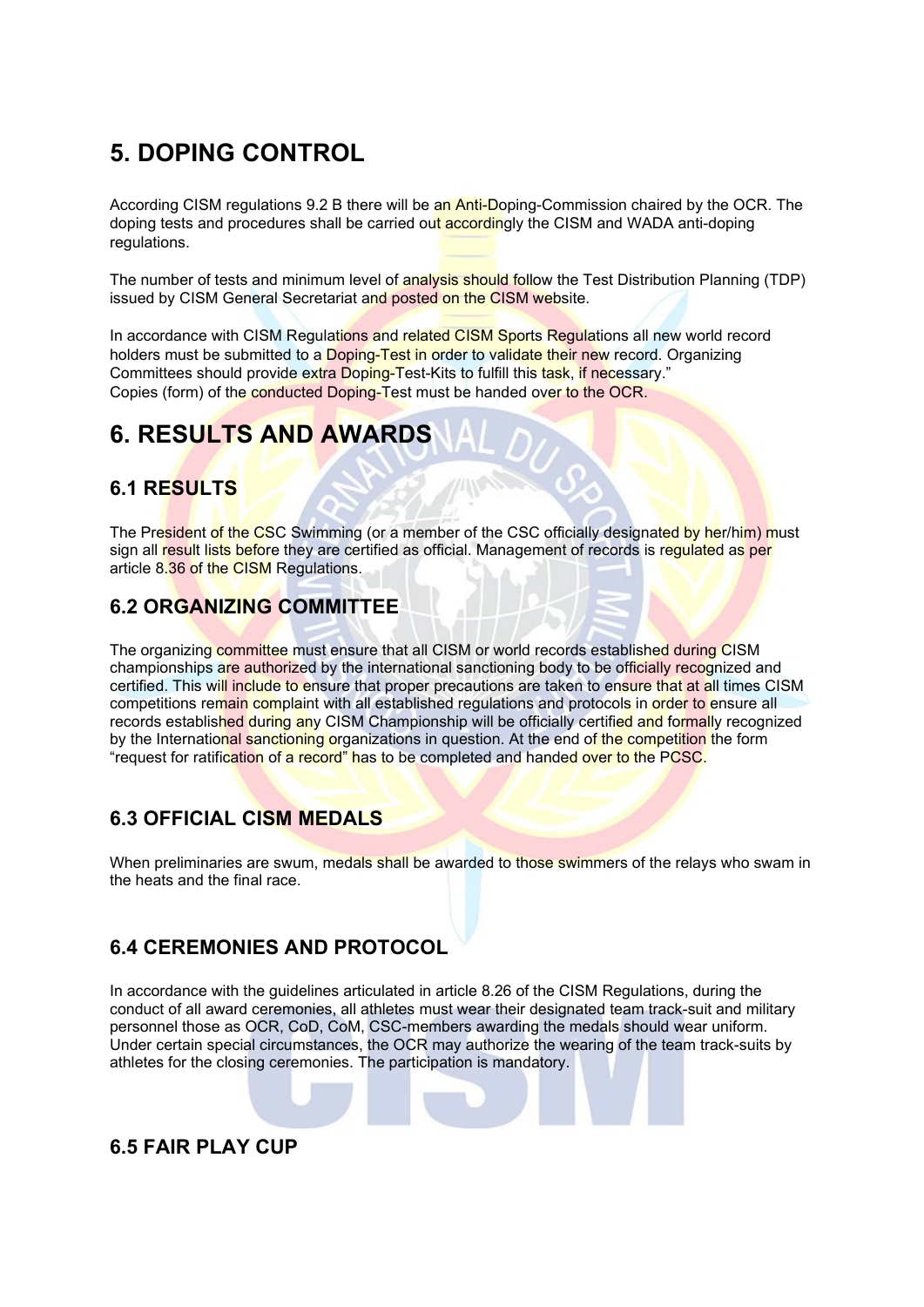# 5. DOPING CONTROL

According CISM regulations 9.2 B there will be an Anti-Doping-Commission chaired by the OCR. The doping tests and procedures shall be carried out accordingly the CISM and WADA anti-doping regulations.

The number of tests and minimum level of analysis should follow the Test Distribution Planning (TDP) issued by CISM General Secretariat and posted on the CISM website.

In accordance with CISM Regulations and related CISM Sports Regulations all new world record holders must be submitted to a Doping-Test in order to validate their new record. Organizing Committees should provide extra Doping-Test-Kits to fulfill this task, if necessary."
Copies (form) of the conducted Doping-Test must be handed over to the OCR.

# 6. RESULTS AND AWARDS

## 6.1 RESULTS

The President of the CSC Swimming (or a member of the CSC officially designated by her/him) must sign all result lists before they are certified as official. Management of records is regulated as per article 8.36 of the CISM Regulations.

## 6.2 ORGANIZING COMMITTEE

The organizing committee must ensure that all CISM or world records established during CISM championships are authorized by the international sanctioning body to be officially recognized and certified. This will include to ensure that proper precautions are taken to ensure that at all times CISM competitions remain complaint with all established regulations and protocols in order to ensure all records established during any CISM Championship will be officially certified and formally recognized by the International sanctioning organizations in question. At the end of the competition the form "request for ratification of a record" has to be completed and handed over to the PCSC.

## 6.3 OFFICIAL CISM MEDALS

When preliminaries are swum, medals shall be awarded to those swimmers of the relays who swam in the heats and the final race.

## 6.4 CEREMONIES AND PROTOCOL

In accordance with the guidelines articulated in article 8.26 of the CISM Regulations, during the conduct of all award ceremonies, all athletes must wear their designated team track-suit and military personnel those as OCR, CoD, CoM, CSC-members awarding the medals should wear uniform. Under certain special circumstances, the OCR may authorize the wearing of the team track-suits by athletes for the closing ceremonies. The participation is mandatory.

## 6.5 FAIR PLAY CUP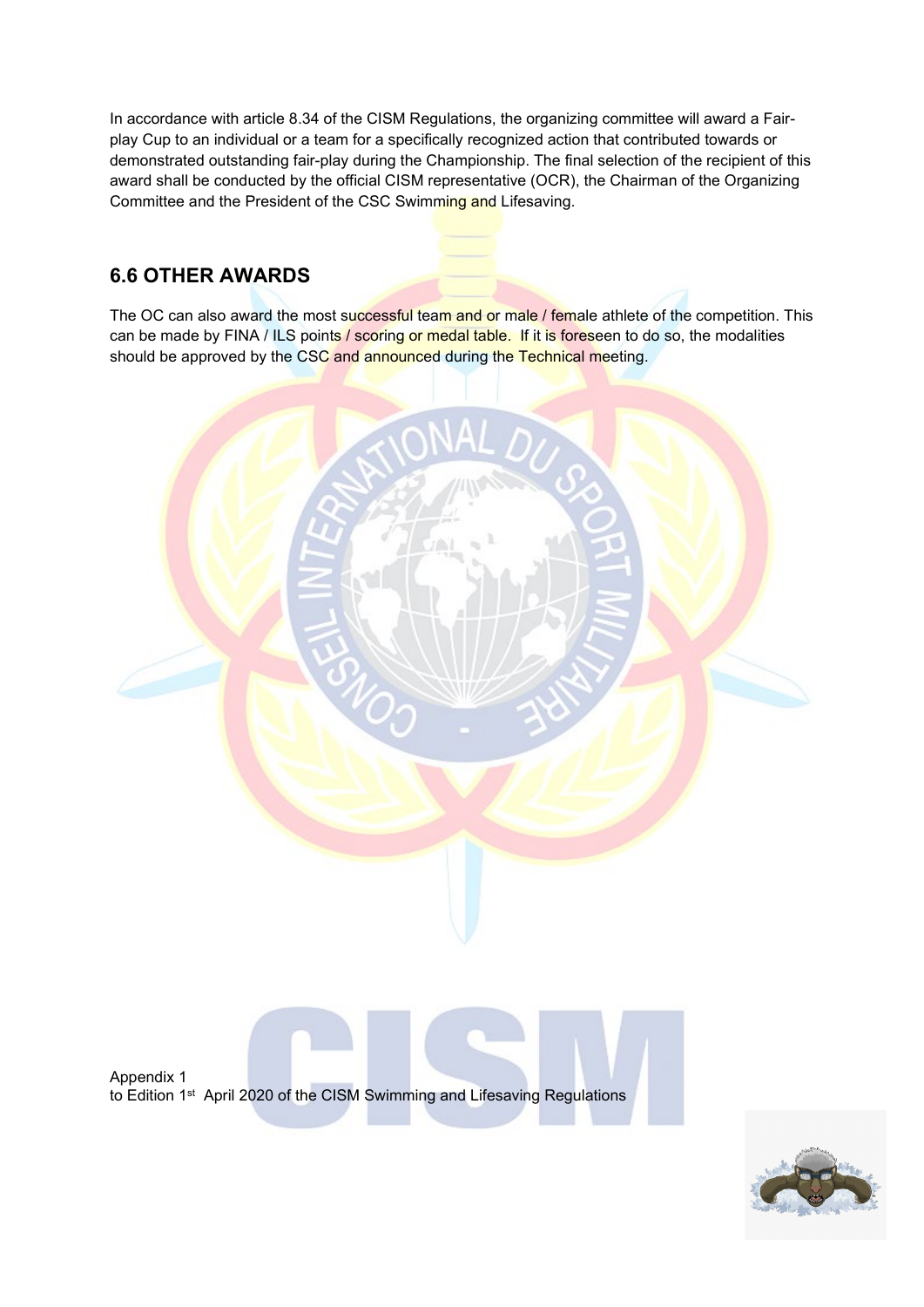In accordance with article 8.34 of the CISM Regulations, the organizing committee will award a Fair-play Cup to an individual or a team for a specifically recognized action that contributed towards or demonstrated outstanding fair-play during the Championship. The final selection of the recipient of this award shall be conducted by the official CISM representative (OCR), the Chairman of the Organizing Committee and the President of the CSC Swimming and Lifesaving.

## 6.6 OTHER AWARDS

The OC can also award the most successful team and or male / female athlete of the competition. This can be made by FINA / ILS points / scoring or medal table. If it is foreseen to do so, the modalities should be approved by the CSC and announced during the Technical meeting.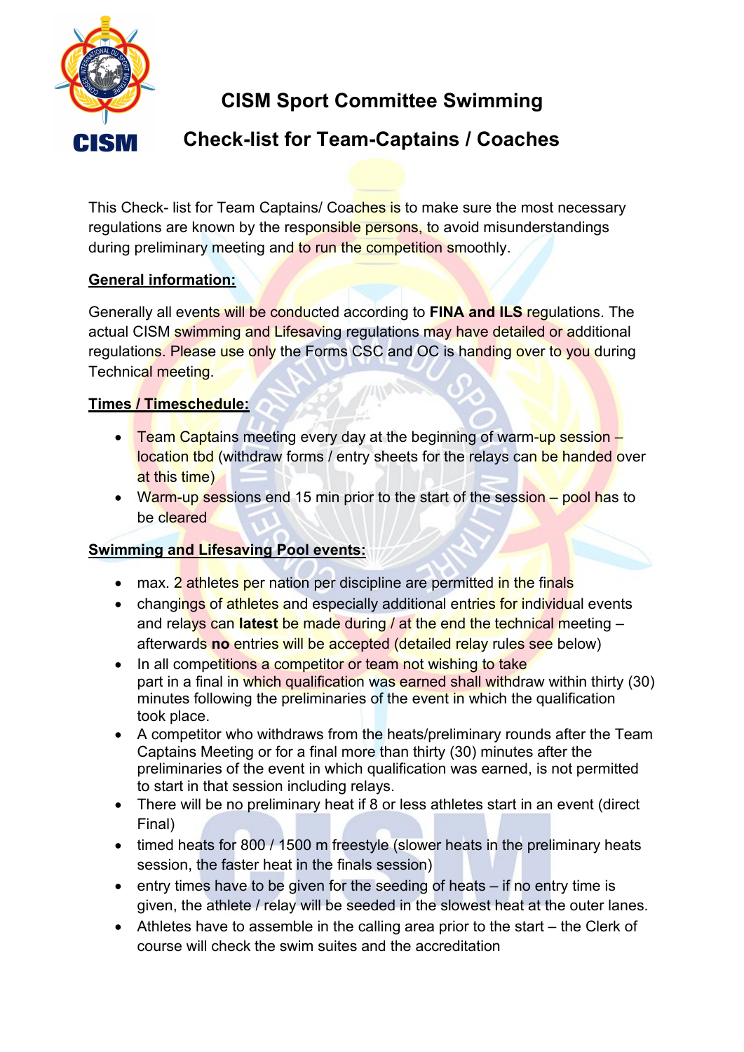# CISM Sport Committee Swimming

## Check-list for Team-Captains / Coaches

This Check- list for Team Captains/ Coaches is to make sure the most necessary regulations are known by the responsible persons, to avoid misunderstandings during preliminary meeting and to run the competition smoothly.

**General information:**

Generally all events will be conducted according to **FINA and ILS** regulations. The actual CISM swimming and Lifesaving regulations may have detailed or additional regulations. Please use only the Forms CSC and OC is handing over to you during Technical meeting.

**Times / Timeschedule:**

- Team Captains meeting every day at the beginning of warm-up session – location tbd (withdraw forms / entry sheets for the relays can be handed over at this time)
- Warm-up sessions end 15 min prior to the start of the session – pool has to be cleared

**Swimming and Lifesaving Pool events:**

- max. 2 athletes per nation per discipline are permitted in the finals
- changings of athletes and especially additional entries for individual events and relays can **latest** be made during / at the end the technical meeting – afterwards **no** entries will be accepted (detailed relay rules see below)
- In all competitions a competitor or team not wishing to take part in a final in which qualification was earned shall withdraw within thirty (30) minutes following the preliminaries of the event in which the qualification took place.
- A competitor who withdraws from the heats/preliminary rounds after the Team Captains Meeting or for a final more than thirty (30) minutes after the preliminaries of the event in which qualification was earned, is not permitted to start in that session including relays.
- There will be no preliminary heat if 8 or less athletes start in an event (direct Final)
- timed heats for 800 / 1500 m freestyle (slower heats in the preliminary heats session, the faster heat in the finals session)
- entry times have to be given for the seeding of heats – if no entry time is given, the athlete / relay will be seeded in the slowest heat at the outer lanes.
- Athletes have to assemble in the calling area prior to the start – the Clerk of course will check the swim suites and the accreditation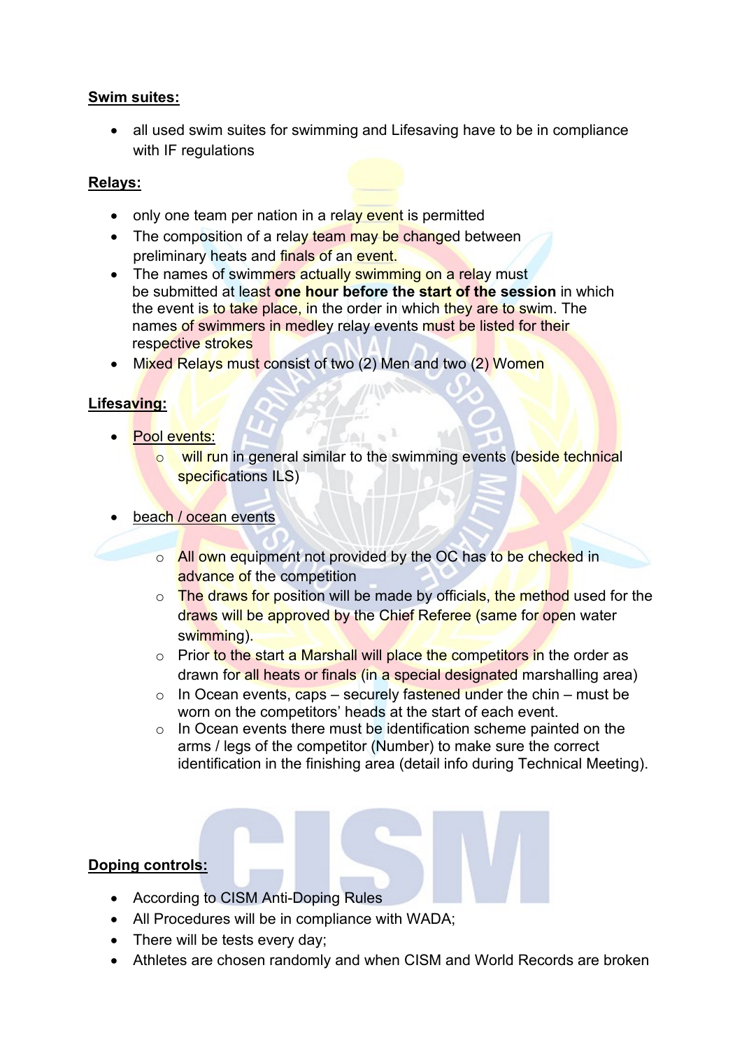**Swim suites:**

- all used swim suites for swimming and Lifesaving have to be in compliance with IF regulations

**Relays:**

- only one team per nation in a relay event is permitted
- The composition of a relay team may be changed between preliminary heats and finals of an event.
- The names of swimmers actually swimming on a relay must be submitted at least **one hour before the start of the session** in which the event is to take place, in the order in which they are to swim. The names of swimmers in medley relay events must be listed for their respective strokes
- Mixed Relays must consist of two (2) Men and two (2) Women

**Lifesaving:**

- Pool events:
  - will run in general similar to the swimming events (beside technical specifications ILS)

- beach / ocean events
  - All own equipment not provided by the OC has to be checked in advance of the competition
  - The draws for position will be made by officials, the method used for the draws will be approved by the Chief Referee (same for open water swimming).
  - Prior to the start a Marshall will place the competitors in the order as drawn for all heats or finals (in a special designated marshalling area)
  - In Ocean events, caps – securely fastened under the chin – must be worn on the competitors' heads at the start of each event.
  - In Ocean events there must be identification scheme painted on the arms / legs of the competitor (Number) to make sure the correct identification in the finishing area (detail info during Technical Meeting).

**Doping controls:**

- According to CISM Anti-Doping Rules
- All Procedures will be in compliance with WADA;
- There will be tests every day;
- Athletes are chosen randomly and when CISM and World Records are broken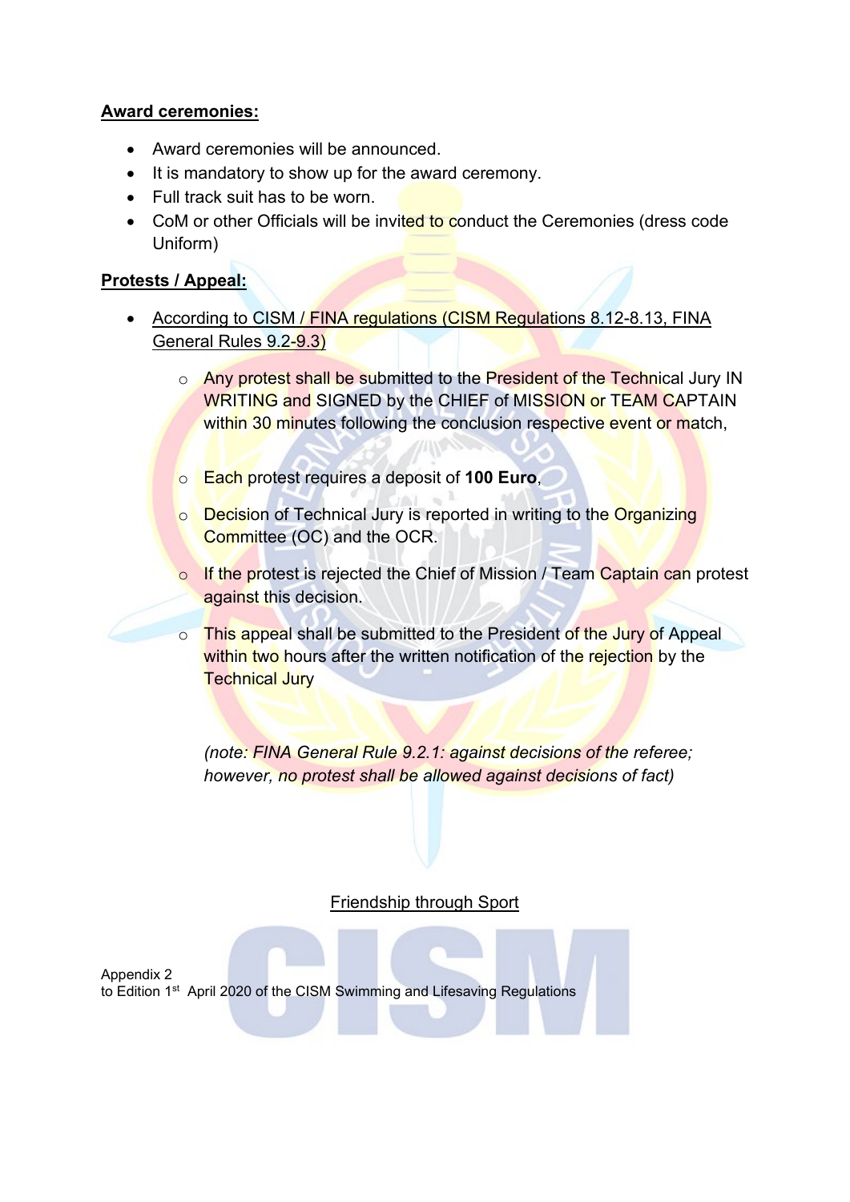**Award ceremonies:**

- Award ceremonies will be announced.
- It is mandatory to show up for the award ceremony.
- Full track suit has to be worn.
- CoM or other Officials will be invited to conduct the Ceremonies (dress code Uniform)

**Protests / Appeal:**

- According to CISM / FINA regulations (CISM Regulations 8.12-8.13, FINA General Rules 9.2-9.3)
  - Any protest shall be submitted to the President of the Technical Jury IN WRITING and SIGNED by the CHIEF of MISSION or TEAM CAPTAIN within 30 minutes following the conclusion respective event or match,
  - Each protest requires a deposit of **100 Euro**,
  - Decision of Technical Jury is reported in writing to the Organizing Committee (OC) and the OCR.
  - If the protest is rejected the Chief of Mission / Team Captain can protest against this decision.
  - This appeal shall be submitted to the President of the Jury of Appeal within two hours after the written notification of the rejection by the Technical Jury

  *(note: FINA General Rule 9.2.1: against decisions of the referee; however, no protest shall be allowed against decisions of fact)*

Friendship through Sport

Appendix 2
to Edition 1st April 2020 of the CISM Swimming and Lifesaving Regulations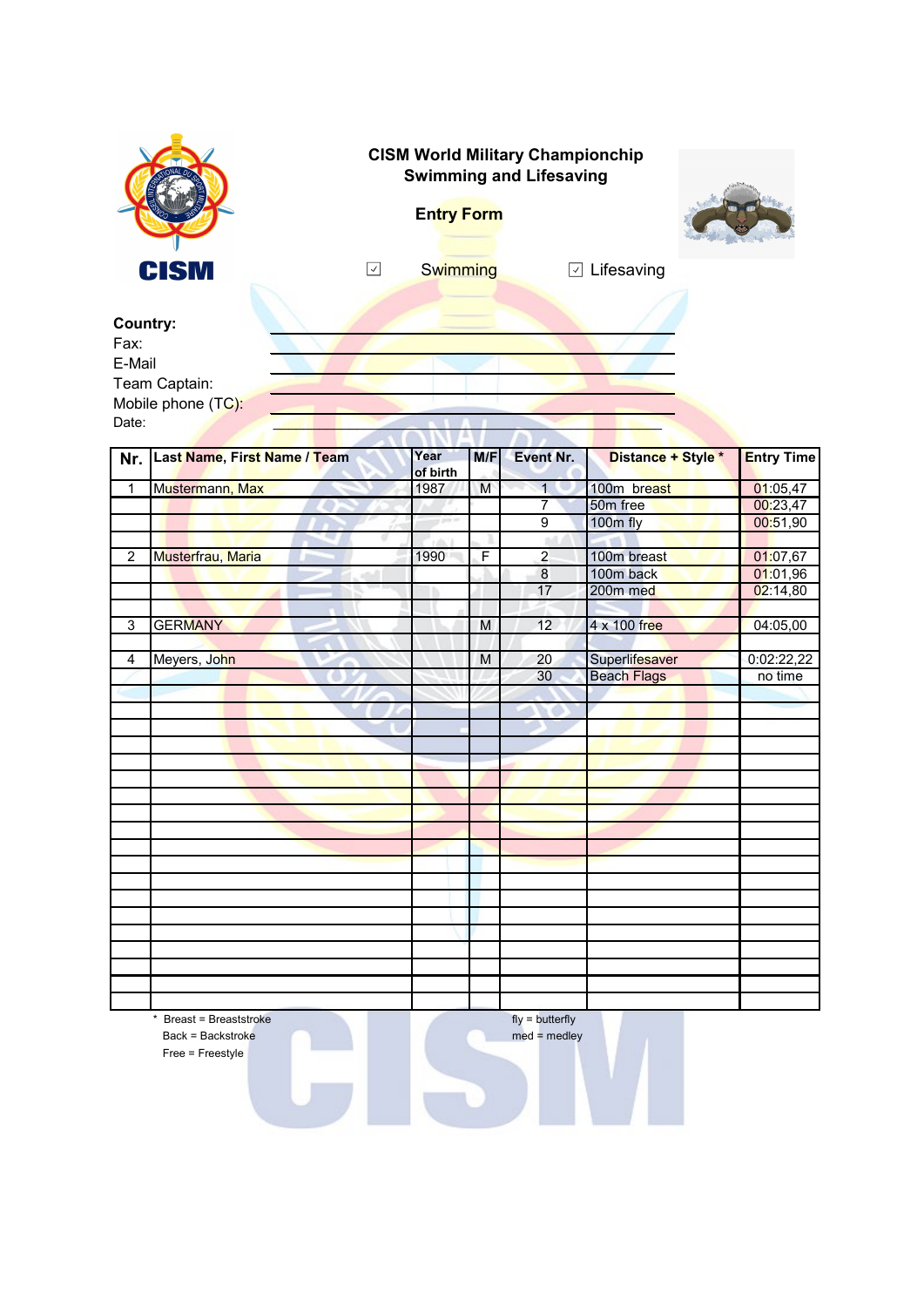# CISM World Military Championchip
## Swimming and Lifesaving

### Entry Form

☑ Swimming ☑ Lifesaving

**Country:**
Fax:
E-Mail
Team Captain:
Mobile phone (TC):
Date:

| Nr. | Last Name, First Name / Team | Year of birth | M/F | Event Nr. | Distance + Style * | Entry Time |
|---|---|---|---|---|---|---|
| 1 | Mustermann, Max | 1987 | M | 1 | 100m breast | 01:05,47 |
| | | | | 7 | 50m free | 00:23,47 |
| | | | | 9 | 100m fly | 00:51,90 |
| | | | | | | |
| 2 | Musterfrau, Maria | 1990 | F | 2 | 100m breast | 01:07,67 |
| | | | | 8 | 100m back | 01:01,96 |
| | | | | 17 | 200m med | 02:14,80 |
| | | | | | | |
| 3 | GERMANY | | M | 12 | 4 x 100 free | 04:05,00 |
| | | | | | | |
| 4 | Meyers, John | | M | 20 | Superlifesaver | 0:02:22,22 |
| | | | | 30 | Beach Flags | no time |
| | | | | | | |
| | | | | | | |
| | | | | | | |
| | | | | | | |
| | | | | | | |
| | | | | | | |
| | | | | | | |
| | | | | | | |
| | | | | | | |
| | | | | | | |
| | | | | | | |
| | | | | | | |
| | | | | | | |
| | | | | | | |
| | | | | | | |
| | | | | | | |
| | | | | | | |
| | | | | | | |
| | | | | | | |

\* Breast = Breaststroke
Back = Backstroke
Free = Freestyle

fly = butterfly
med = medley